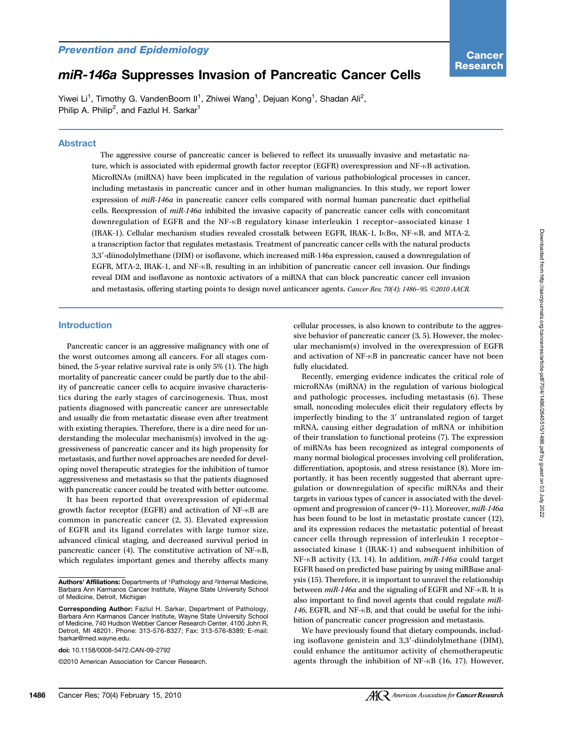Prevention and Epidemiology

# *miR-146a* Suppresses Invasion of Pancreatic Cancer Cells

Yiwei Li[1], Timothy G. VandenBoom II[1], Zhiwei Wang[1], Dejuan Kong[1], Shadan Ali[2], Philip A. Philip[2], and Fazlul H. Sarkar[1]

## Abstract

The aggressive course of pancreatic cancer is believed to reflect its unusually invasive and metastatic nature, which is associated with epidermal growth factor receptor (EGFR) overexpression and NF-κB activation. MicroRNAs (miRNA) have been implicated in the regulation of various pathobiological processes in cancer, including metastasis in pancreatic cancer and in other human malignancies. In this study, we report lower expression of *miR-146a* in pancreatic cancer cells compared with normal human pancreatic duct epithelial cells. Reexpression of *miR-146a* inhibited the invasive capacity of pancreatic cancer cells with concomitant downregulation of EGFR and the NF-κB regulatory kinase interleukin 1 receptor–associated kinase 1 (IRAK-1). Cellular mechanism studies revealed crosstalk between EGFR, IRAK-1, IκBα, NF-κB, and MTA-2, a transcription factor that regulates metastasis. Treatment of pancreatic cancer cells with the natural products 3,3′-diindolylmethane (DIM) or isoflavone, which increased miR-146a expression, caused a downregulation of EGFR, MTA-2, IRAK-1, and NF-κB, resulting in an inhibition of pancreatic cancer cell invasion. Our findings reveal DIM and isoflavone as nontoxic activators of a miRNA that can block pancreatic cancer cell invasion and metastasis, offering starting points to design novel anticancer agents. *Cancer Res; 70(4); 1486–95. ©2010 AACR.*

## Introduction

Pancreatic cancer is an aggressive malignancy with one of the worst outcomes among all cancers. For all stages combined, the 5-year relative survival rate is only 5% (1). The high mortality of pancreatic cancer could be partly due to the ability of pancreatic cancer cells to acquire invasive characteristics during the early stages of carcinogenesis. Thus, most patients diagnosed with pancreatic cancer are unresectable and usually die from metastatic disease even after treatment with existing therapies. Therefore, there is a dire need for understanding the molecular mechanism(s) involved in the aggressiveness of pancreatic cancer and its high propensity for metastasis, and further novel approaches are needed for developing novel therapeutic strategies for the inhibition of tumor aggressiveness and metastasis so that the patients diagnosed with pancreatic cancer could be treated with better outcome.

It has been reported that overexpression of epidermal growth factor receptor (EGFR) and activation of NF-κB are common in pancreatic cancer (2, 3). Elevated expression of EGFR and its ligand correlates with large tumor size, advanced clinical staging, and decreased survival period in pancreatic cancer (4). The constitutive activation of NF-κB, which regulates important genes and thereby affects many cellular processes, is also known to contribute to the aggressive behavior of pancreatic cancer (3, 5). However, the molecular mechanism(s) involved in the overexpression of EGFR and activation of NF-κB in pancreatic cancer have not been fully elucidated.

Recently, emerging evidence indicates the critical role of microRNAs (miRNA) in the regulation of various biological and pathologic processes, including metastasis (6). These small, noncoding molecules elicit their regulatory effects by imperfectly binding to the 3′ untranslated region of target mRNA, causing either degradation of mRNA or inhibition of their translation to functional proteins (7). The expression of miRNAs has been recognized as integral components of many normal biological processes involving cell proliferation, differentiation, apoptosis, and stress resistance (8). More importantly, it has been recently suggested that aberrant upregulation or downregulation of specific miRNAs and their targets in various types of cancer is associated with the development and progression of cancer (9–11). Moreover, *miR-146a* has been found to be lost in metastatic prostate cancer (12), and its expression reduces the metastatic potential of breast cancer cells through repression of interleukin 1 receptor–associated kinase 1 (IRAK-1) and subsequent inhibition of NF-κB activity (13, 14). In addition, *miR-146a* could target EGFR based on predicted base pairing by using miRBase analysis (15). Therefore, it is important to unravel the relationship between *miR-146a* and the signaling of EGFR and NF-κB. It is also important to find novel agents that could regulate *miR-146*, EGFR, and NF-κB, and that could be useful for the inhibition of pancreatic cancer progression and metastasis.

We have previously found that dietary compounds, including isoflavone genistein and 3,3′-diindolylmethane (DIM), could enhance the antitumor activity of chemotherapeutic agents through the inhibition of NF-κB (16, 17). However,

**Authors' Affiliations:** Departments of [1]Pathology and [2]Internal Medicine, Barbara Ann Karmanos Cancer Institute, Wayne State University School of Medicine, Detroit, Michigan

**Corresponding Author:** Fazlul H. Sarkar, Department of Pathology, Barbara Ann Karmanos Cancer Institute, Wayne State University School of Medicine, 740 Hudson Webber Cancer Research Center, 4100 John R, Detroit, MI 48201. Phone: 313-576-8327; Fax: 313-576-8389; E-mail: fsarkar@med.wayne.edu.

doi: 10.1158/0008-5472.CAN-09-2792

©2010 American Association for Cancer Research.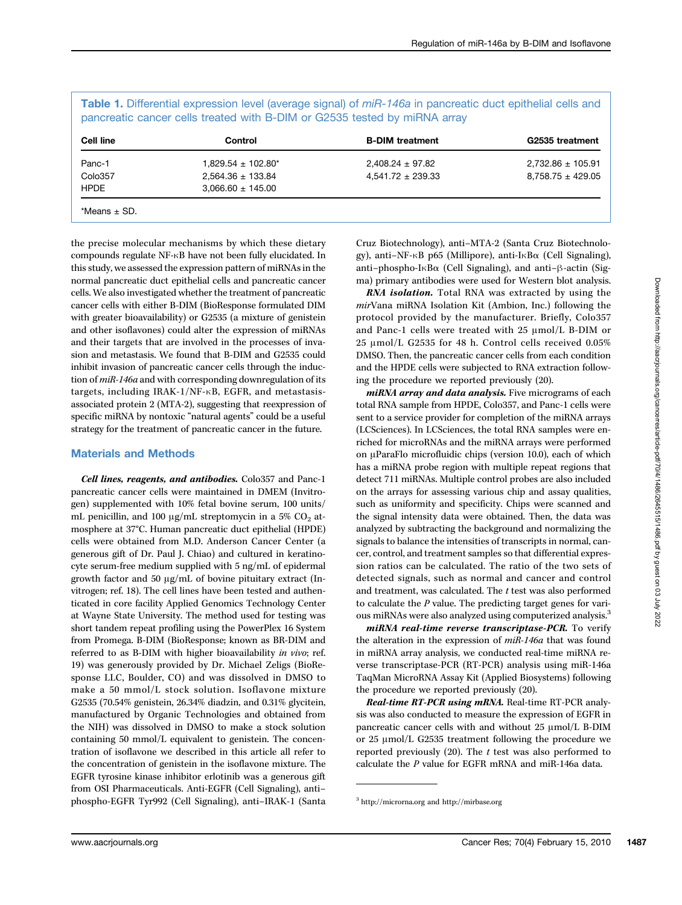**Table 1.** Differential expression level (average signal) of *miR-146a* in pancreatic duct epithelial cells and pancreatic cancer cells treated with B-DIM or G2535 tested by miRNA array

| Cell line | Control | B-DIM treatment | G2535 treatment |
|---|---|---|---|
| Panc-1 | 1,829.54 ± 102.80* | 2,408.24 ± 97.82 | 2,732.86 ± 105.91 |
| Colo357 | 2,564.36 ± 133.84 | 4,541.72 ± 239.33 | 8,758.75 ± 429.05 |
| HPDE | 3,066.60 ± 145.00 | | |

*Means ± SD.

the precise molecular mechanisms by which these dietary compounds regulate NF-κB have not been fully elucidated. In this study, we assessed the expression pattern of miRNAs in the normal pancreatic duct epithelial cells and pancreatic cancer cells. We also investigated whether the treatment of pancreatic cancer cells with either B-DIM (BioResponse formulated DIM with greater bioavailability) or G2535 (a mixture of genistein and other isoflavones) could alter the expression of miRNAs and their targets that are involved in the processes of invasion and metastasis. We found that B-DIM and G2535 could inhibit invasion of pancreatic cancer cells through the induction of *miR-146a* and with corresponding downregulation of its targets, including IRAK-1/NF-κB, EGFR, and metastasis-associated protein 2 (MTA-2), suggesting that reexpression of specific miRNA by nontoxic "natural agents" could be a useful strategy for the treatment of pancreatic cancer in the future.

## Materials and Methods

***Cell lines, reagents, and antibodies.*** Colo357 and Panc-1 pancreatic cancer cells were maintained in DMEM (Invitrogen) supplemented with 10% fetal bovine serum, 100 units/mL penicillin, and 100 μg/mL streptomycin in a 5% $CO_2$ atmosphere at 37°C. Human pancreatic duct epithelial (HPDE) cells were obtained from M.D. Anderson Cancer Center (a generous gift of Dr. Paul J. Chiao) and cultured in keratinocyte serum-free medium supplied with 5 ng/mL of epidermal growth factor and 50 μg/mL of bovine pituitary extract (Invitrogen; ref. 18). The cell lines have been tested and authenticated in core facility Applied Genomics Technology Center at Wayne State University. The method used for testing was short tandem repeat profiling using the PowerPlex 16 System from Promega. B-DIM (BioResponse; known as BR-DIM and referred to as B-DIM with higher bioavailability *in vivo*; ref. 19) was generously provided by Dr. Michael Zeligs (BioResponse LLC, Boulder, CO) and was dissolved in DMSO to make a 50 mmol/L stock solution. Isoflavone mixture G2535 (70.54% genistein, 26.34% diadzin, and 0.31% glycitein, manufactured by Organic Technologies and obtained from the NIH) was dissolved in DMSO to make a stock solution containing 50 mmol/L equivalent to genistein. The concentration of isoflavone we described in this article all refer to the concentration of genistein in the isoflavone mixture. The EGFR tyrosine kinase inhibitor erlotinib was a generous gift from OSI Pharmaceuticals. Anti-EGFR (Cell Signaling), anti–phospho-EGFR Tyr992 (Cell Signaling), anti–IRAK-1 (Santa Cruz Biotechnology), anti–MTA-2 (Santa Cruz Biotechnology), anti–NF-κB p65 (Millipore), anti-IκBα (Cell Signaling), anti–phospho-IκBα (Cell Signaling), and anti–β-actin (Sigma) primary antibodies were used for Western blot analysis.

***RNA isolation.*** Total RNA was extracted by using the *mir*Vana miRNA Isolation Kit (Ambion, Inc.) following the protocol provided by the manufacturer. Briefly, Colo357 and Panc-1 cells were treated with 25 μmol/L B-DIM or 25 μmol/L G2535 for 48 h. Control cells received 0.05% DMSO. Then, the pancreatic cancer cells from each condition and the HPDE cells were subjected to RNA extraction following the procedure we reported previously (20).

***miRNA array and data analysis.*** Five micrograms of each total RNA sample from HPDE, Colo357, and Panc-1 cells were sent to a service provider for completion of the miRNA arrays (LCSciences). In LCSciences, the total RNA samples were enriched for microRNAs and the miRNA arrays were performed on μParaFlo microfluidic chips (version 10.0), each of which has a miRNA probe region with multiple repeat regions that detect 711 miRNAs. Multiple control probes are also included on the arrays for assessing various chip and assay qualities, such as uniformity and specificity. Chips were scanned and the signal intensity data were obtained. Then, the data was analyzed by subtracting the background and normalizing the signals to balance the intensities of transcripts in normal, cancer, control, and treatment samples so that differential expression ratios can be calculated. The ratio of the two sets of detected signals, such as normal and cancer and control and treatment, was calculated. The *t* test was also performed to calculate the *P* value. The predicting target genes for various miRNAs were also analyzed using computerized analysis.[3]

***miRNA real-time reverse transcriptase-PCR.*** To verify the alteration in the expression of *miR-146a* that was found in miRNA array analysis, we conducted real-time miRNA reverse transcriptase-PCR (RT-PCR) analysis using miR-146a TaqMan MicroRNA Assay Kit (Applied Biosystems) following the procedure we reported previously (20).

***Real-time RT-PCR using mRNA.*** Real-time RT-PCR analysis was also conducted to measure the expression of EGFR in pancreatic cancer cells with and without 25 μmol/L B-DIM or 25 μmol/L G2535 treatment following the procedure we reported previously (20). The *t* test was also performed to calculate the *P* value for EGFR mRNA and miR-146a data.

[3] http://microrna.org and http://mirbase.org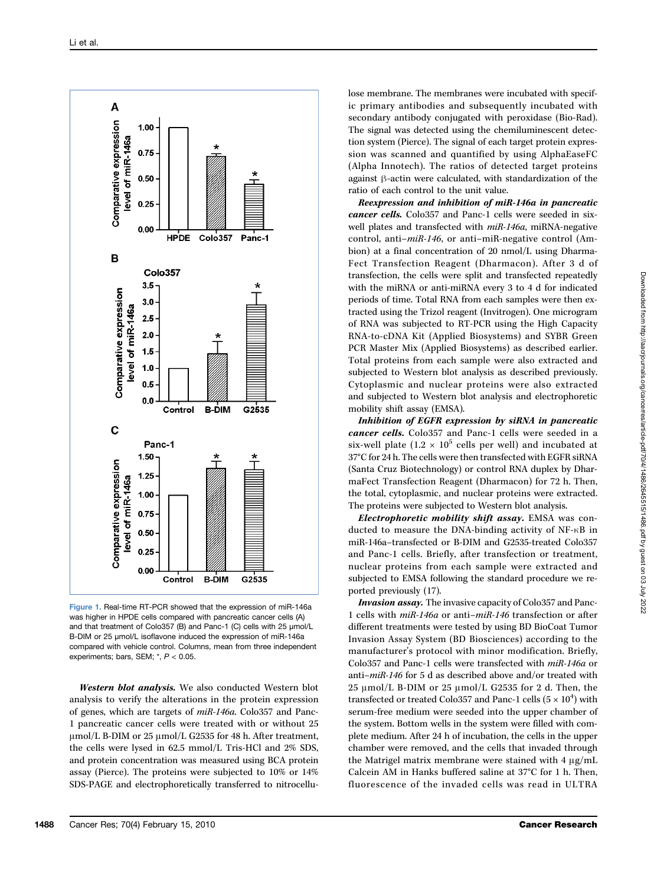Figure 1. Real-time RT-PCR showed that the expression of miR-146a was higher in HPDE cells compared with pancreatic cancer cells (A) and that treatment of Colo357 (B) and Panc-1 (C) cells with 25 μmol/L B-DIM or 25 μmol/L isoflavone induced the expression of miR-146a compared with vehicle control. Columns, mean from three independent experiments; bars, SEM; *, $P < 0.05$.

***Western blot analysis.*** We also conducted Western blot analysis to verify the alterations in the protein expression of genes, which are targets of *miR-146a*. Colo357 and Panc-1 pancreatic cancer cells were treated with or without 25 μmol/L B-DIM or 25 μmol/L G2535 for 48 h. After treatment, the cells were lysed in 62.5 mmol/L Tris-HCl and 2% SDS, and protein concentration was measured using BCA protein assay (Pierce). The proteins were subjected to 10% or 14% SDS-PAGE and electrophoretically transferred to nitrocellulose membrane. The membranes were incubated with specific primary antibodies and subsequently incubated with secondary antibody conjugated with peroxidase (Bio-Rad). The signal was detected using the chemiluminescent detection system (Pierce). The signal of each target protein expression was scanned and quantified by using AlphaEaseFC (Alpha Innotech). The ratios of detected target proteins against β-actin were calculated, with standardization of the ratio of each control to the unit value.

***Reexpression and inhibition of miR-146a in pancreatic cancer cells.*** Colo357 and Panc-1 cells were seeded in six-well plates and transfected with *miR-146a*, miRNA-negative control, anti–*miR-146*, or anti–miR-negative control (Ambion) at a final concentration of 20 nmol/L using DharmaFect Transfection Reagent (Dharmacon). After 3 d of transfection, the cells were split and transfected repeatedly with the miRNA or anti-miRNA every 3 to 4 d for indicated periods of time. Total RNA from each samples were then extracted using the Trizol reagent (Invitrogen). One microgram of RNA was subjected to RT-PCR using the High Capacity RNA-to-cDNA Kit (Applied Biosystems) and SYBR Green PCR Master Mix (Applied Biosystems) as described earlier. Total proteins from each sample were also extracted and subjected to Western blot analysis as described previously. Cytoplasmic and nuclear proteins were also extracted and subjected to Western blot analysis and electrophoretic mobility shift assay (EMSA).

***Inhibition of EGFR expression by siRNA in pancreatic cancer cells.*** Colo357 and Panc-1 cells were seeded in a six-well plate ($1.2 \times 10^5$ cells per well) and incubated at 37°C for 24 h. The cells were then transfected with EGFR siRNA (Santa Cruz Biotechnology) or control RNA duplex by DharmaFect Transfection Reagent (Dharmacon) for 72 h. Then, the total, cytoplasmic, and nuclear proteins were extracted. The proteins were subjected to Western blot analysis.

***Electrophoretic mobility shift assay.*** EMSA was conducted to measure the DNA-binding activity of NF-κB in miR-146a–transfected or B-DIM and G2535-treated Colo357 and Panc-1 cells. Briefly, after transfection or treatment, nuclear proteins from each sample were extracted and subjected to EMSA following the standard procedure we reported previously (17).

***Invasion assay.*** The invasive capacity of Colo357 and Panc-1 cells with *miR-146a* or anti–*miR-146* transfection or after different treatments were tested by using BD BioCoat Tumor Invasion Assay System (BD Biosciences) according to the manufacturer's protocol with minor modification. Briefly, Colo357 and Panc-1 cells were transfected with *miR-146a* or anti–*miR-146* for 5 d as described above and/or treated with 25 μmol/L B-DIM or 25 μmol/L G2535 for 2 d. Then, the transfected or treated Colo357 and Panc-1 cells ($5 \times 10^4$) with serum-free medium were seeded into the upper chamber of the system. Bottom wells in the system were filled with complete medium. After 24 h of incubation, the cells in the upper chamber were removed, and the cells that invaded through the Matrigel matrix membrane were stained with 4 μg/mL Calcein AM in Hanks buffered saline at 37°C for 1 h. Then, fluorescence of the invaded cells was read in ULTRA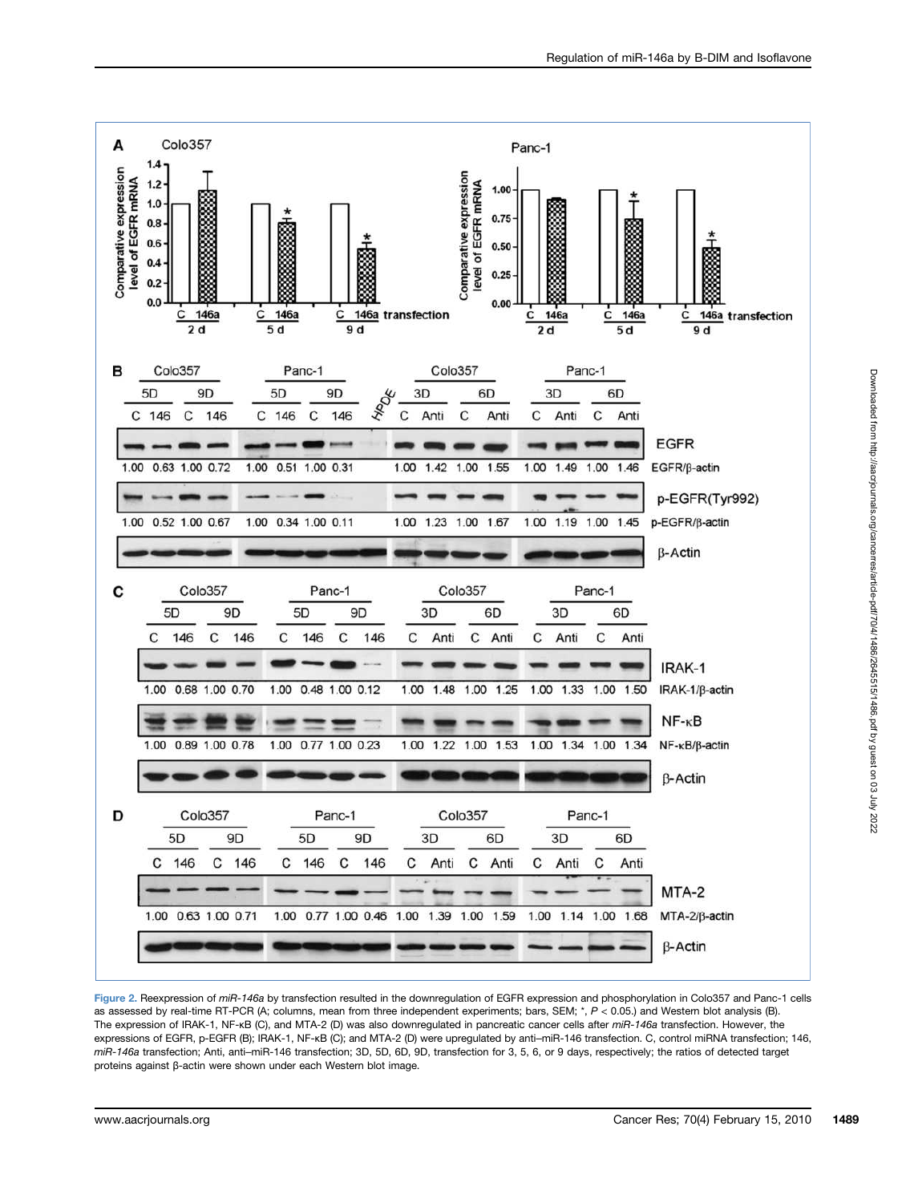Figure 2. Reexpression of *miR-146a* by transfection resulted in the downregulation of EGFR expression and phosphorylation in Colo357 and Panc-1 cells as assessed by real-time RT-PCR (A; columns, mean from three independent experiments; bars, SEM; *, $P < 0.05$.) and Western blot analysis (B). The expression of IRAK-1, NF-κB (C), and MTA-2 (D) was also downregulated in pancreatic cancer cells after *miR-146a* transfection. However, the expressions of EGFR, p-EGFR (B); IRAK-1, NF-κB (C); and MTA-2 (D) were upregulated by anti–miR-146 transfection. C, control miRNA transfection; 146, *miR-146a* transfection; Anti, anti–miR-146 transfection; 3D, 5D, 6D, 9D, transfection for 3, 5, 6, or 9 days, respectively; the ratios of detected target proteins against β-actin were shown under each Western blot image.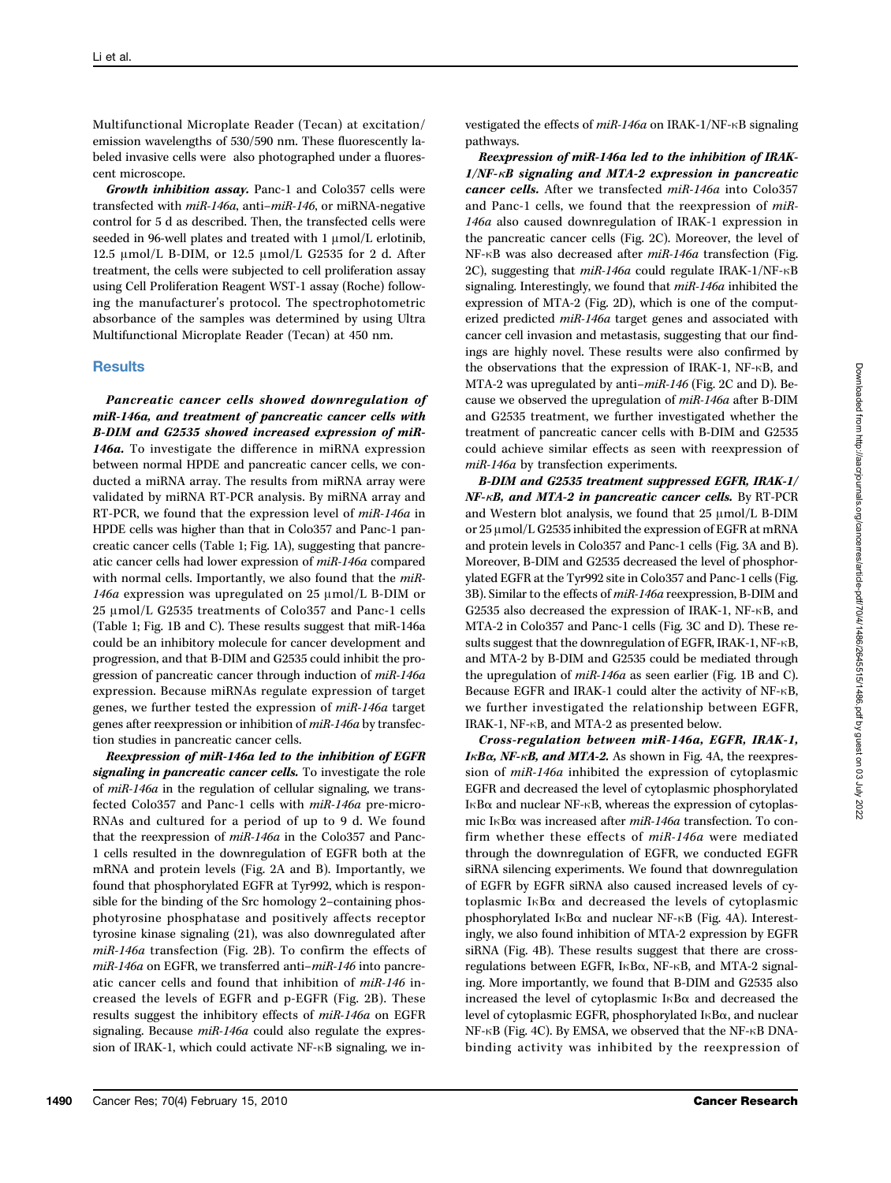Multifunctional Microplate Reader (Tecan) at excitation/emission wavelengths of 530/590 nm. These fluorescently labeled invasive cells were also photographed under a fluorescent microscope.

***Growth inhibition assay.*** Panc-1 and Colo357 cells were transfected with *miR-146a*, anti–*miR-146*, or miRNA-negative control for 5 d as described. Then, the transfected cells were seeded in 96-well plates and treated with 1 μmol/L erlotinib, 12.5 μmol/L B-DIM, or 12.5 μmol/L G2535 for 2 d. After treatment, the cells were subjected to cell proliferation assay using Cell Proliferation Reagent WST-1 assay (Roche) following the manufacturer's protocol. The spectrophotometric absorbance of the samples was determined by using Ultra Multifunctional Microplate Reader (Tecan) at 450 nm.

## Results

***Pancreatic cancer cells showed downregulation of miR-146a, and treatment of pancreatic cancer cells with B-DIM and G2535 showed increased expression of miR-146a.*** To investigate the difference in miRNA expression between normal HPDE and pancreatic cancer cells, we conducted a miRNA array. The results from miRNA array were validated by miRNA RT-PCR analysis. By miRNA array and RT-PCR, we found that the expression level of *miR-146a* in HPDE cells was higher than that in Colo357 and Panc-1 pancreatic cancer cells (Table 1; Fig. 1A), suggesting that pancreatic cancer cells had lower expression of *miR-146a* compared with normal cells. Importantly, we also found that the *miR-146a* expression was upregulated on 25 μmol/L B-DIM or 25 μmol/L G2535 treatments of Colo357 and Panc-1 cells (Table 1; Fig. 1B and C). These results suggest that miR-146a could be an inhibitory molecule for cancer development and progression, and that B-DIM and G2535 could inhibit the progression of pancreatic cancer through induction of *miR-146a* expression. Because miRNAs regulate expression of target genes, we further tested the expression of *miR-146a* target genes after reexpression or inhibition of *miR-146a* by transfection studies in pancreatic cancer cells.

***Reexpression of miR-146a led to the inhibition of EGFR signaling in pancreatic cancer cells.*** To investigate the role of *miR-146a* in the regulation of cellular signaling, we transfected Colo357 and Panc-1 cells with *miR-146a* pre-microRNAs and cultured for a period of up to 9 d. We found that the reexpression of *miR-146a* in the Colo357 and Panc-1 cells resulted in the downregulation of EGFR both at the mRNA and protein levels (Fig. 2A and B). Importantly, we found that phosphorylated EGFR at Tyr992, which is responsible for the binding of the Src homology 2–containing phosphotyrosine phosphatase and positively affects receptor tyrosine kinase signaling (21), was also downregulated after *miR-146a* transfection (Fig. 2B). To confirm the effects of *miR-146a* on EGFR, we transferred anti–*miR-146* into pancreatic cancer cells and found that inhibition of *miR-146* increased the levels of EGFR and p-EGFR (Fig. 2B). These results suggest the inhibitory effects of *miR-146a* on EGFR signaling. Because *miR-146a* could also regulate the expression of IRAK-1, which could activate NF-κB signaling, we investigated the effects of *miR-146a* on IRAK-1/NF-κB signaling pathways.

***Reexpression of miR-146a led to the inhibition of IRAK-1/NF-κB signaling and MTA-2 expression in pancreatic cancer cells.*** After we transfected *miR-146a* into Colo357 and Panc-1 cells, we found that the reexpression of *miR-146a* also caused downregulation of IRAK-1 expression in the pancreatic cancer cells (Fig. 2C). Moreover, the level of NF-κB was also decreased after *miR-146a* transfection (Fig. 2C), suggesting that *miR-146a* could regulate IRAK-1/NF-κB signaling. Interestingly, we found that *miR-146a* inhibited the expression of MTA-2 (Fig. 2D), which is one of the computerized predicted *miR-146a* target genes and associated with cancer cell invasion and metastasis, suggesting that our findings are highly novel. These results were also confirmed by the observations that the expression of IRAK-1, NF-κB, and MTA-2 was upregulated by anti–*miR-146* (Fig. 2C and D). Because we observed the upregulation of *miR-146a* after B-DIM and G2535 treatment, we further investigated whether the treatment of pancreatic cancer cells with B-DIM and G2535 could achieve similar effects as seen with reexpression of *miR-146a* by transfection experiments.

***B-DIM and G2535 treatment suppressed EGFR, IRAK-1/NF-κB, and MTA-2 in pancreatic cancer cells.*** By RT-PCR and Western blot analysis, we found that 25 μmol/L B-DIM or 25 μmol/L G2535 inhibited the expression of EGFR at mRNA and protein levels in Colo357 and Panc-1 cells (Fig. 3A and B). Moreover, B-DIM and G2535 decreased the level of phosphorylated EGFR at the Tyr992 site in Colo357 and Panc-1 cells (Fig. 3B). Similar to the effects of *miR-146a* reexpression, B-DIM and G2535 also decreased the expression of IRAK-1, NF-κB, and MTA-2 in Colo357 and Panc-1 cells (Fig. 3C and D). These results suggest that the downregulation of EGFR, IRAK-1, NF-κB, and MTA-2 by B-DIM and G2535 could be mediated through the upregulation of *miR-146a* as seen earlier (Fig. 1B and C). Because EGFR and IRAK-1 could alter the activity of NF-κB, we further investigated the relationship between EGFR, IRAK-1, NF-κB, and MTA-2 as presented below.

***Cross-regulation between miR-146a, EGFR, IRAK-1, IκBα, NF-κB, and MTA-2.*** As shown in Fig. 4A, the reexpression of *miR-146a* inhibited the expression of cytoplasmic EGFR and decreased the level of cytoplasmic phosphorylated IκBα and nuclear NF-κB, whereas the expression of cytoplasmic IκBα was increased after *miR-146a* transfection. To confirm whether these effects of *miR-146a* were mediated through the downregulation of EGFR, we conducted EGFR siRNA silencing experiments. We found that downregulation of EGFR by EGFR siRNA also caused increased levels of cytoplasmic IκBα and decreased the levels of cytoplasmic phosphorylated IκBα and nuclear NF-κB (Fig. 4A). Interestingly, we also found inhibition of MTA-2 expression by EGFR siRNA (Fig. 4B). These results suggest that there are cross-regulations between EGFR, IκBα, NF-κB, and MTA-2 signaling. More importantly, we found that B-DIM and G2535 also increased the level of cytoplasmic IκBα and decreased the level of cytoplasmic EGFR, phosphorylated IκBα, and nuclear NF-κB (Fig. 4C). By EMSA, we observed that the NF-κB DNA-binding activity was inhibited by the reexpression of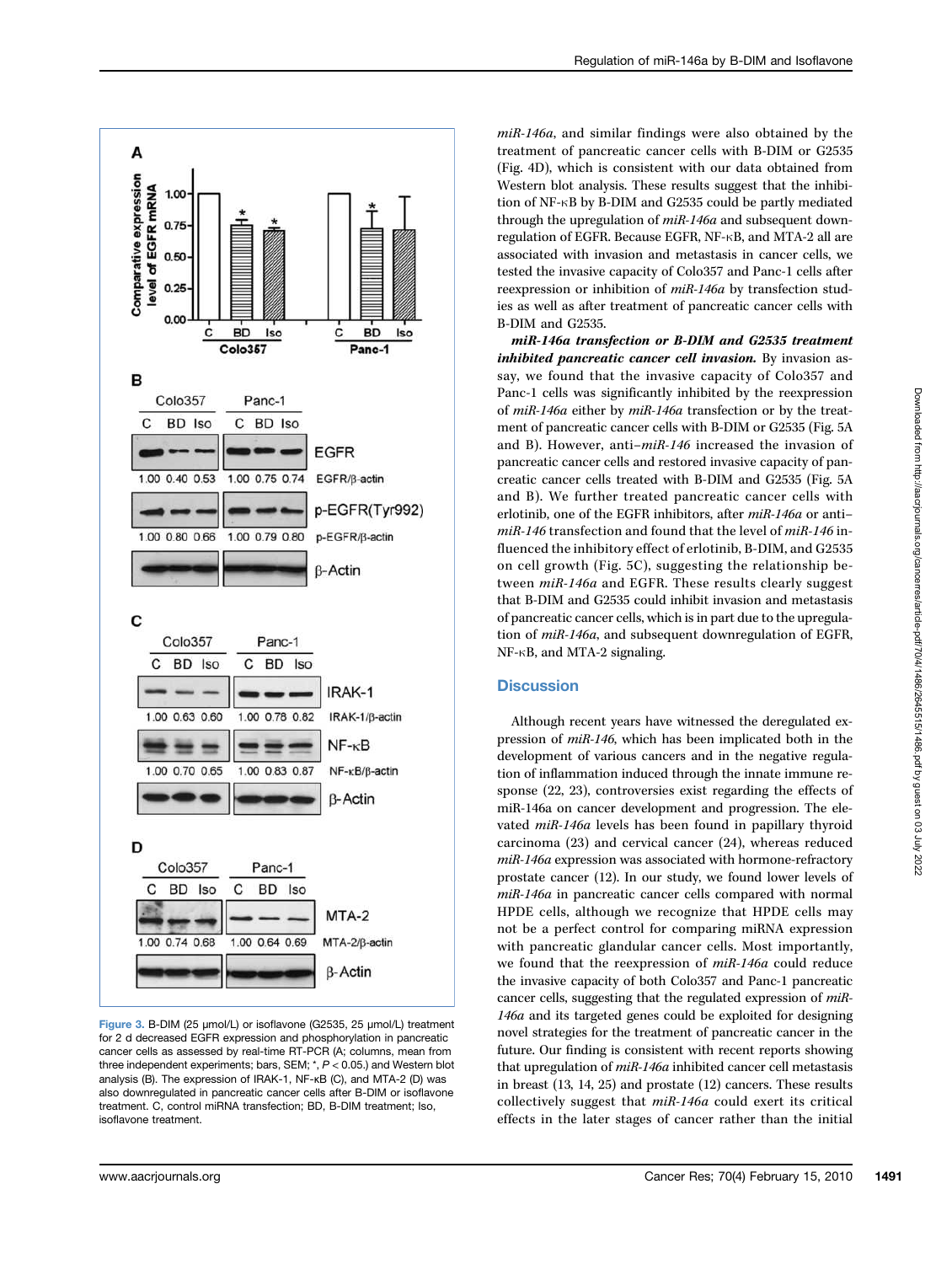Figure 3. B-DIM (25 μmol/L) or isoflavone (G2535, 25 μmol/L) treatment for 2 d decreased EGFR expression and phosphorylation in pancreatic cancer cells as assessed by real-time RT-PCR (A; columns, mean from three independent experiments; bars, SEM; *, $P < 0.05$.) and Western blot analysis (B). The expression of IRAK-1, NF-κB (C), and MTA-2 (D) was also downregulated in pancreatic cancer cells after B-DIM or isoflavone treatment. C, control miRNA transfection; BD, B-DIM treatment; Iso, isoflavone treatment.

*miR-146a*, and similar findings were also obtained by the treatment of pancreatic cancer cells with B-DIM or G2535 (Fig. 4D), which is consistent with our data obtained from Western blot analysis. These results suggest that the inhibition of NF-κB by B-DIM and G2535 could be partly mediated through the upregulation of *miR-146a* and subsequent downregulation of EGFR. Because EGFR, NF-κB, and MTA-2 all are associated with invasion and metastasis in cancer cells, we tested the invasive capacity of Colo357 and Panc-1 cells after reexpression or inhibition of *miR-146a* by transfection studies as well as after treatment of pancreatic cancer cells with B-DIM and G2535.

***miR-146a* transfection or B-DIM and G2535 treatment inhibited pancreatic cancer cell invasion.** By invasion assay, we found that the invasive capacity of Colo357 and Panc-1 cells was significantly inhibited by the reexpression of *miR-146a* either by *miR-146a* transfection or by the treatment of pancreatic cancer cells with B-DIM or G2535 (Fig. 5A and B). However, anti–*miR-146* increased the invasion of pancreatic cancer cells and restored invasive capacity of pancreatic cancer cells treated with B-DIM and G2535 (Fig. 5A and B). We further treated pancreatic cancer cells with erlotinib, one of the EGFR inhibitors, after *miR-146a* or anti–*miR-146* transfection and found that the level of *miR-146* influenced the inhibitory effect of erlotinib, B-DIM, and G2535 on cell growth (Fig. 5C), suggesting the relationship between *miR-146a* and EGFR. These results clearly suggest that B-DIM and G2535 could inhibit invasion and metastasis of pancreatic cancer cells, which is in part due to the upregulation of *miR-146a*, and subsequent downregulation of EGFR, NF-κB, and MTA-2 signaling.

## Discussion

Although recent years have witnessed the deregulated expression of *miR-146*, which has been implicated both in the development of various cancers and in the negative regulation of inflammation induced through the innate immune response (22, 23), controversies exist regarding the effects of miR-146a on cancer development and progression. The elevated *miR-146a* levels has been found in papillary thyroid carcinoma (23) and cervical cancer (24), whereas reduced *miR-146a* expression was associated with hormone-refractory prostate cancer (12). In our study, we found lower levels of *miR-146a* in pancreatic cancer cells compared with normal HPDE cells, although we recognize that HPDE cells may not be a perfect control for comparing miRNA expression with pancreatic glandular cancer cells. Most importantly, we found that the reexpression of *miR-146a* could reduce the invasive capacity of both Colo357 and Panc-1 pancreatic cancer cells, suggesting that the regulated expression of *miR-146a* and its targeted genes could be exploited for designing novel strategies for the treatment of pancreatic cancer in the future. Our finding is consistent with recent reports showing that upregulation of *miR-146a* inhibited cancer cell metastasis in breast (13, 14, 25) and prostate (12) cancers. These results collectively suggest that *miR-146a* could exert its critical effects in the later stages of cancer rather than the initial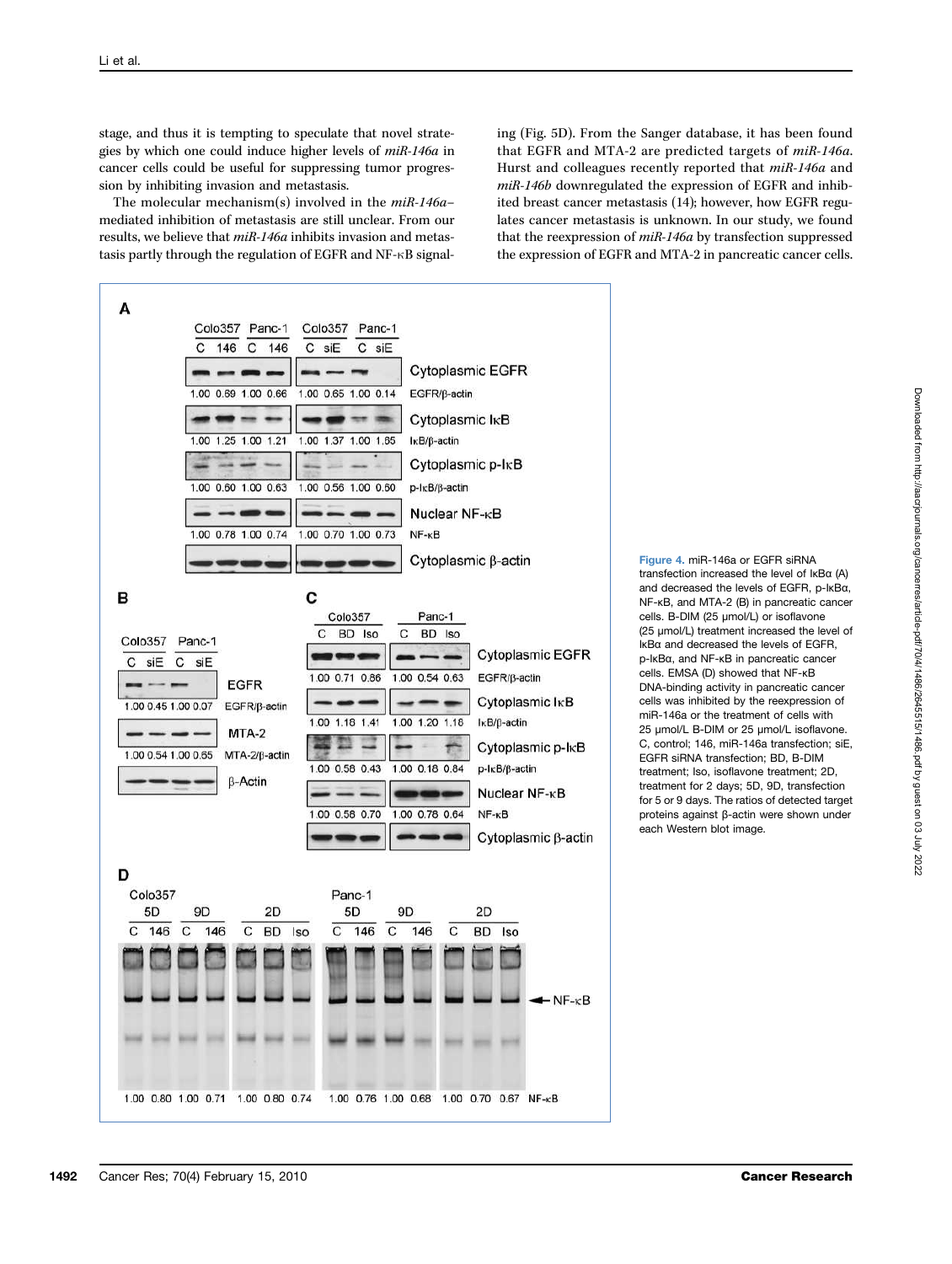stage, and thus it is tempting to speculate that novel strategies by which one could induce higher levels of *miR-146a* in cancer cells could be useful for suppressing tumor progression by inhibiting invasion and metastasis.

The molecular mechanism(s) involved in the *miR-146a*–mediated inhibition of metastasis are still unclear. From our results, we believe that *miR-146a* inhibits invasion and metastasis partly through the regulation of EGFR and NF-κB signaling (Fig. 5D). From the Sanger database, it has been found that EGFR and MTA-2 are predicted targets of *miR-146a*. Hurst and colleagues recently reported that *miR-146a* and *miR-146b* downregulated the expression of EGFR and inhibited breast cancer metastasis (14); however, how EGFR regulates cancer metastasis is unknown. In our study, we found that the reexpression of *miR-146a* by transfection suppressed the expression of EGFR and MTA-2 in pancreatic cancer cells.

**Figure 4.** miR-146a or EGFR siRNA transfection increased the level of IκBα (A) and decreased the levels of EGFR, p-IκBα, NF-κB, and MTA-2 (B) in pancreatic cancer cells. B-DIM (25 μmol/L) or isoflavone (25 μmol/L) treatment increased the level of IκBα and decreased the levels of EGFR, p-IκBα, and NF-κB in pancreatic cancer cells. EMSA (D) showed that NF-κB DNA-binding activity in pancreatic cancer cells was inhibited by the reexpression of miR-146a or the treatment of cells with 25 μmol/L B-DIM or 25 μmol/L isoflavone. C, control; 146, miR-146a transfection; siE, EGFR siRNA transfection; BD, B-DIM treatment; Iso, isoflavone treatment; 2D, treatment for 2 days; 5D, 9D, transfection for 5 or 9 days. The ratios of detected target proteins against β-actin were shown under each Western blot image.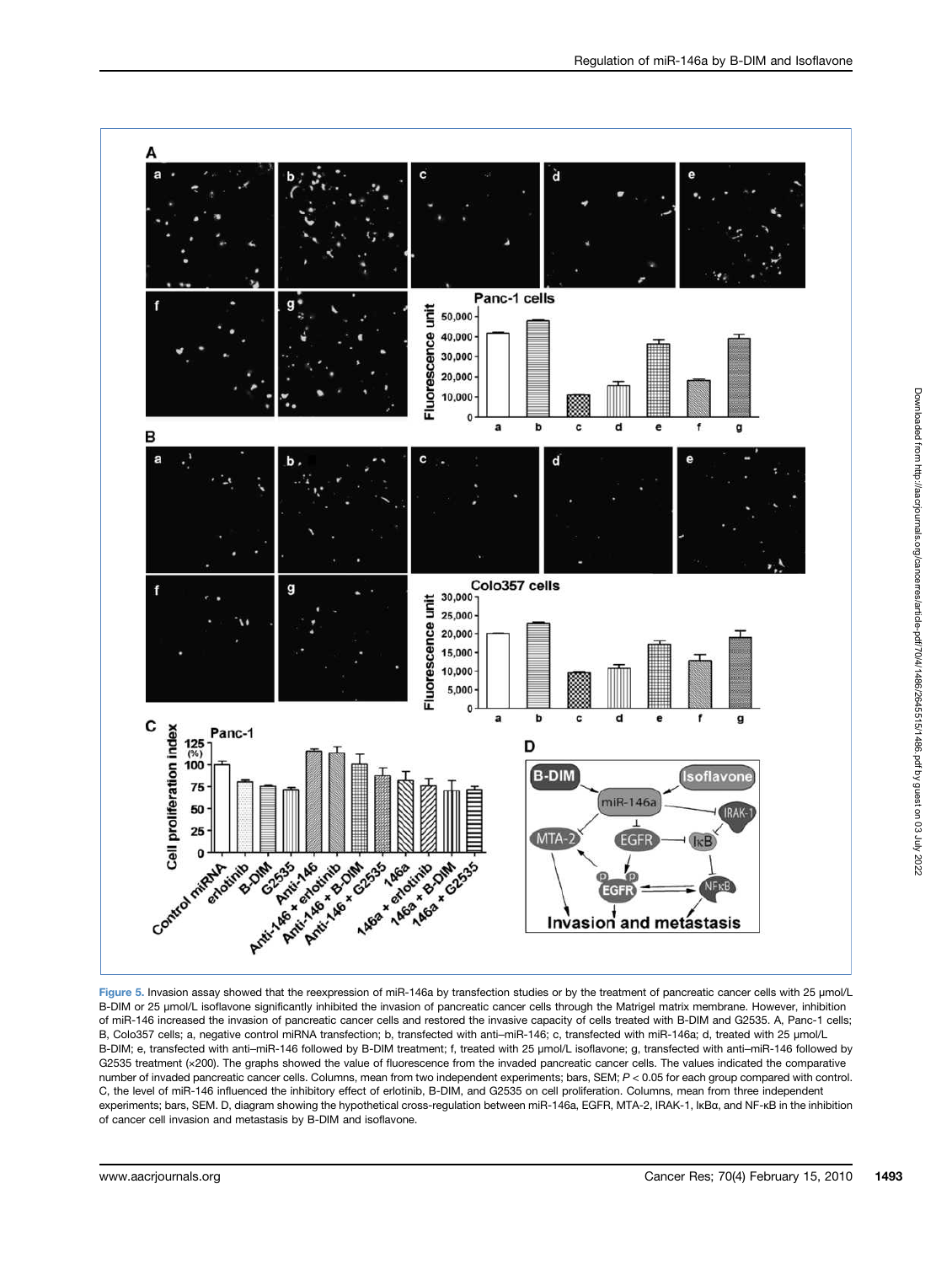Figure 5. Invasion assay showed that the reexpression of miR-146a by transfection studies or by the treatment of pancreatic cancer cells with 25 μmol/L B-DIM or 25 μmol/L isoflavone significantly inhibited the invasion of pancreatic cancer cells through the Matrigel matrix membrane. However, inhibition of miR-146 increased the invasion of pancreatic cancer cells and restored the invasive capacity of cells treated with B-DIM and G2535. A, Panc-1 cells; B, Colo357 cells; a, negative control miRNA transfection; b, transfected with anti–miR-146; c, transfected with miR-146a; d, treated with 25 μmol/L B-DIM; e, transfected with anti–miR-146 followed by B-DIM treatment; f, treated with 25 μmol/L isoflavone; g, transfected with anti–miR-146 followed by G2535 treatment (×200). The graphs showed the value of fluorescence from the invaded pancreatic cancer cells. The values indicated the comparative number of invaded pancreatic cancer cells. Columns, mean from two independent experiments; bars, SEM; $P < 0.05$ for each group compared with control. C, the level of miR-146 influenced the inhibitory effect of erlotinib, B-DIM, and G2535 on cell proliferation. Columns, mean from three independent experiments; bars, SEM. D, diagram showing the hypothetical cross-regulation between miR-146a, EGFR, MTA-2, IRAK-1, IκBα, and NF-κB in the inhibition of cancer cell invasion and metastasis by B-DIM and isoflavone.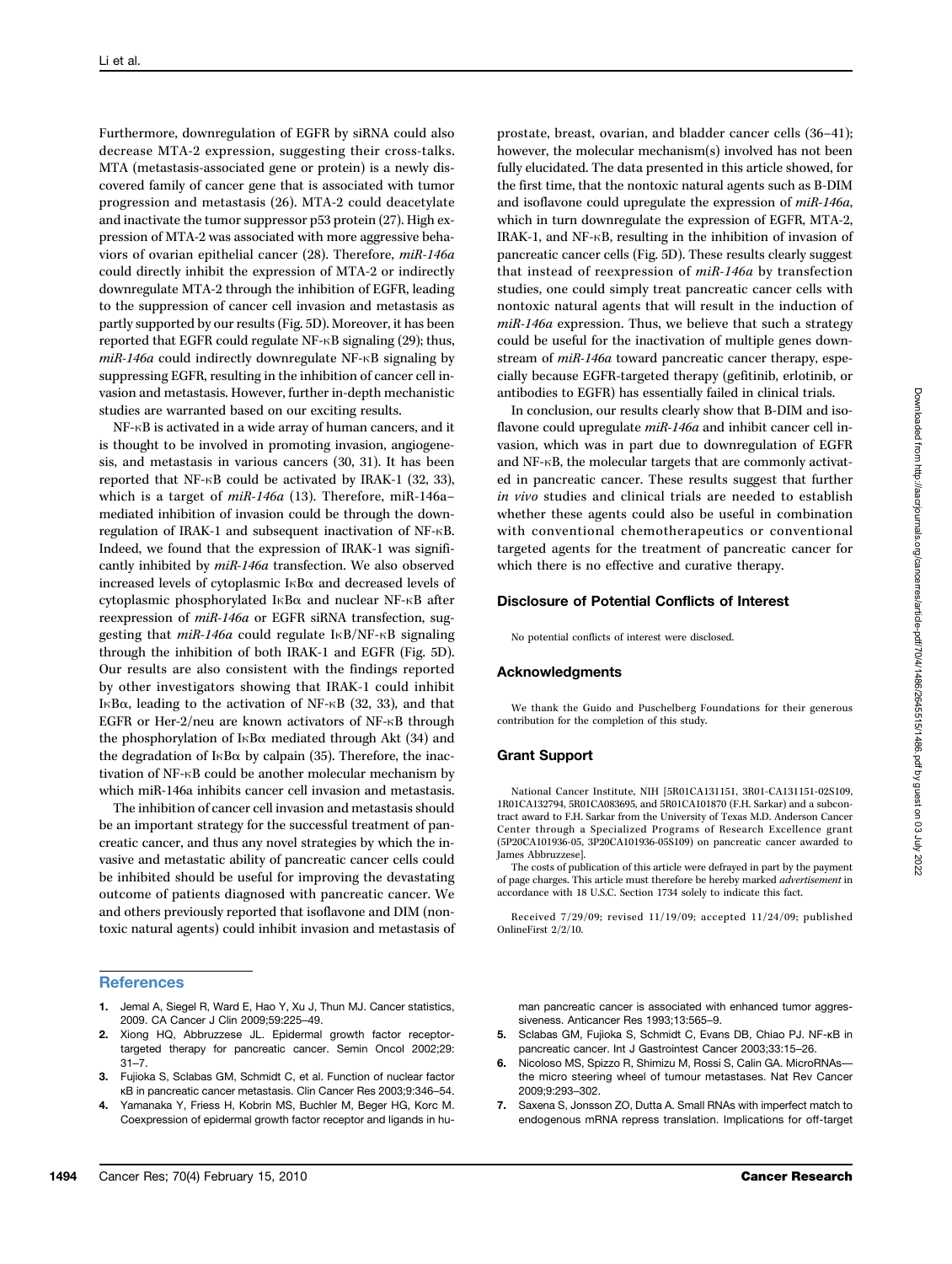Furthermore, downregulation of EGFR by siRNA could also decrease MTA-2 expression, suggesting their cross-talks. MTA (metastasis-associated gene or protein) is a newly discovered family of cancer gene that is associated with tumor progression and metastasis (26). MTA-2 could deacetylate and inactivate the tumor suppressor p53 protein (27). High expression of MTA-2 was associated with more aggressive behaviors of ovarian epithelial cancer (28). Therefore, *miR-146a* could directly inhibit the expression of MTA-2 or indirectly downregulate MTA-2 through the inhibition of EGFR, leading to the suppression of cancer cell invasion and metastasis as partly supported by our results (Fig. 5D). Moreover, it has been reported that EGFR could regulate NF-κB signaling (29); thus, *miR-146a* could indirectly downregulate NF-κB signaling by suppressing EGFR, resulting in the inhibition of cancer cell invasion and metastasis. However, further in-depth mechanistic studies are warranted based on our exciting results.

NF-κB is activated in a wide array of human cancers, and it is thought to be involved in promoting invasion, angiogenesis, and metastasis in various cancers (30, 31). It has been reported that NF-κB could be activated by IRAK-1 (32, 33), which is a target of *miR-146a* (13). Therefore, miR-146a–mediated inhibition of invasion could be through the downregulation of IRAK-1 and subsequent inactivation of NF-κB. Indeed, we found that the expression of IRAK-1 was significantly inhibited by *miR-146a* transfection. We also observed increased levels of cytoplasmic IκBα and decreased levels of cytoplasmic phosphorylated IκBα and nuclear NF-κB after reexpression of *miR-146a* or EGFR siRNA transfection, suggesting that *miR-146a* could regulate IκB/NF-κB signaling through the inhibition of both IRAK-1 and EGFR (Fig. 5D). Our results are also consistent with the findings reported by other investigators showing that IRAK-1 could inhibit IκBα, leading to the activation of NF-κB (32, 33), and that EGFR or Her-2/neu are known activators of NF-κB through the phosphorylation of IκBα mediated through Akt (34) and the degradation of IκBα by calpain (35). Therefore, the inactivation of NF-κB could be another molecular mechanism by which miR-146a inhibits cancer cell invasion and metastasis.

The inhibition of cancer cell invasion and metastasis should be an important strategy for the successful treatment of pancreatic cancer, and thus any novel strategies by which the invasive and metastatic ability of pancreatic cancer cells could be inhibited should be useful for improving the devastating outcome of patients diagnosed with pancreatic cancer. We and others previously reported that isoflavone and DIM (nontoxic natural agents) could inhibit invasion and metastasis of prostate, breast, ovarian, and bladder cancer cells (36–41); however, the molecular mechanism(s) involved has not been fully elucidated. The data presented in this article showed, for the first time, that the nontoxic natural agents such as B-DIM and isoflavone could upregulate the expression of *miR-146a*, which in turn downregulate the expression of EGFR, MTA-2, IRAK-1, and NF-κB, resulting in the inhibition of invasion of pancreatic cancer cells (Fig. 5D). These results clearly suggest that instead of reexpression of *miR-146a* by transfection studies, one could simply treat pancreatic cancer cells with nontoxic natural agents that will result in the induction of *miR-146a* expression. Thus, we believe that such a strategy could be useful for the inactivation of multiple genes downstream of *miR-146a* toward pancreatic cancer therapy, especially because EGFR-targeted therapy (gefitinib, erlotinib, or antibodies to EGFR) has essentially failed in clinical trials.

In conclusion, our results clearly show that B-DIM and isoflavone could upregulate *miR-146a* and inhibit cancer cell invasion, which was in part due to downregulation of EGFR and NF-κB, the molecular targets that are commonly activated in pancreatic cancer. These results suggest that further *in vivo* studies and clinical trials are needed to establish whether these agents could also be useful in combination with conventional chemotherapeutics or conventional targeted agents for the treatment of pancreatic cancer for which there is no effective and curative therapy.

## Disclosure of Potential Conflicts of Interest

No potential conflicts of interest were disclosed.

## Acknowledgments

We thank the Guido and Puschelberg Foundations for their generous contribution for the completion of this study.

## Grant Support

National Cancer Institute, NIH [5R01CA131151, 3R01-CA131151-02S109, 1R01CA132794, 5R01CA083695, and 5R01CA101870 (F.H. Sarkar) and a subcontract award to F.H. Sarkar from the University of Texas M.D. Anderson Cancer Center through a Specialized Programs of Research Excellence grant (5P20CA101936-05, 3P20CA101936-05S109) on pancreatic cancer awarded to James Abbruzzese].

The costs of publication of this article were defrayed in part by the payment of page charges. This article must therefore be hereby marked *advertisement* in accordance with 18 U.S.C. Section 1734 solely to indicate this fact.

Received 7/29/09; revised 11/19/09; accepted 11/24/09; published OnlineFirst 2/2/10.

## References

1. Jemal A, Siegel R, Ward E, Hao Y, Xu J, Thun MJ. Cancer statistics, 2009. CA Cancer J Clin 2009;59:225–49.
2. Xiong HQ, Abbruzzese JL. Epidermal growth factor receptor-targeted therapy for pancreatic cancer. Semin Oncol 2002;29:31–7.
3. Fujioka S, Sclabas GM, Schmidt C, et al. Function of nuclear factor κB in pancreatic cancer metastasis. Clin Cancer Res 2003;9:346–54.
4. Yamanaka Y, Friess H, Kobrin MS, Buchler M, Beger HG, Korc M. Coexpression of epidermal growth factor receptor and ligands in human pancreatic cancer is associated with enhanced tumor aggressiveness. Anticancer Res 1993;13:565–9.
5. Sclabas GM, Fujioka S, Schmidt C, Evans DB, Chiao PJ. NF-κB in pancreatic cancer. Int J Gastrointest Cancer 2003;33:15–26.
6. Nicoloso MS, Spizzo R, Shimizu M, Rossi S, Calin GA. MicroRNAs—the micro steering wheel of tumour metastases. Nat Rev Cancer 2009;9:293–302.
7. Saxena S, Jonsson ZO, Dutta A. Small RNAs with imperfect match to endogenous mRNA repress translation. Implications for off-target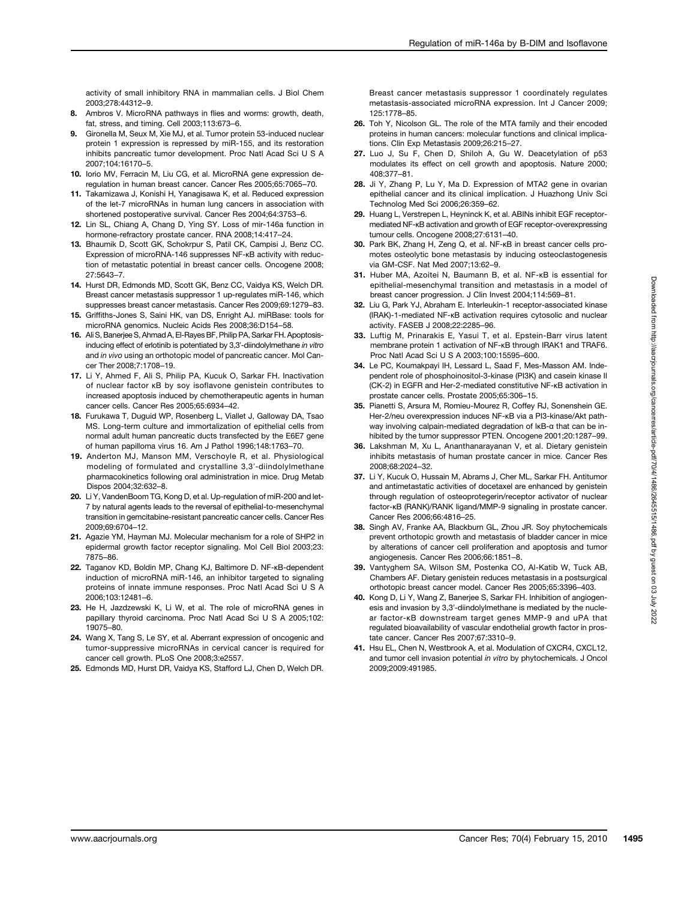activity of small inhibitory RNA in mammalian cells. J Biol Chem 2003;278:44312–9.

8. Ambros V. MicroRNA pathways in flies and worms: growth, death, fat, stress, and timing. Cell 2003;113:673–6.
9. Gironella M, Seux M, Xie MJ, et al. Tumor protein 53-induced nuclear protein 1 expression is repressed by miR-155, and its restoration inhibits pancreatic tumor development. Proc Natl Acad Sci U S A 2007;104:16170–5.
10. Iorio MV, Ferracin M, Liu CG, et al. MicroRNA gene expression deregulation in human breast cancer. Cancer Res 2005;65:7065–70.
11. Takamizawa J, Konishi H, Yanagisawa K, et al. Reduced expression of the let-7 microRNAs in human lung cancers in association with shortened postoperative survival. Cancer Res 2004;64:3753–6.
12. Lin SL, Chiang A, Chang D, Ying SY. Loss of mir-146a function in hormone-refractory prostate cancer. RNA 2008;14:417–24.
13. Bhaumik D, Scott GK, Schokrpur S, Patil CK, Campisi J, Benz CC. Expression of microRNA-146 suppresses NF-κB activity with reduction of metastatic potential in breast cancer cells. Oncogene 2008; 27:5643–7.
14. Hurst DR, Edmonds MD, Scott GK, Benz CC, Vaidya KS, Welch DR. Breast cancer metastasis suppressor 1 up-regulates miR-146, which suppresses breast cancer metastasis. Cancer Res 2009;69:1279–83.
15. Griffiths-Jones S, Saini HK, van DS, Enright AJ. miRBase: tools for microRNA genomics. Nucleic Acids Res 2008;36:D154–58.
16. Ali S, Banerjee S, Ahmad A, El-Rayes BF, Philip PA, Sarkar FH. Apoptosis-inducing effect of erlotinib is potentiated by 3,3′-diindolylmethane *in vitro* and *in vivo* using an orthotopic model of pancreatic cancer. Mol Cancer Ther 2008;7:1708–19.
17. Li Y, Ahmed F, Ali S, Philip PA, Kucuk O, Sarkar FH. Inactivation of nuclear factor κB by soy isoflavone genistein contributes to increased apoptosis induced by chemotherapeutic agents in human cancer cells. Cancer Res 2005;65:6934–42.
18. Furukawa T, Duguid WP, Rosenberg L, Viallet J, Galloway DA, Tsao MS. Long-term culture and immortalization of epithelial cells from normal adult human pancreatic ducts transfected by the E6E7 gene of human papilloma virus 16. Am J Pathol 1996;148:1763–70.
19. Anderton MJ, Manson MM, Verschoyle R, et al. Physiological modeling of formulated and crystalline 3,3′-diindolylmethane pharmacokinetics following oral administration in mice. Drug Metab Dispos 2004;32:632–8.
20. Li Y, VandenBoom TG, Kong D, et al. Up-regulation of miR-200 and let-7 by natural agents leads to the reversal of epithelial-to-mesenchymal transition in gemcitabine-resistant pancreatic cancer cells. Cancer Res 2009;69:6704–12.
21. Agazie YM, Hayman MJ. Molecular mechanism for a role of SHP2 in epidermal growth factor receptor signaling. Mol Cell Biol 2003;23: 7875–86.
22. Taganov KD, Boldin MP, Chang KJ, Baltimore D. NF-κB-dependent induction of microRNA miR-146, an inhibitor targeted to signaling proteins of innate immune responses. Proc Natl Acad Sci U S A 2006;103:12481–6.
23. He H, Jazdzewski K, Li W, et al. The role of microRNA genes in papillary thyroid carcinoma. Proc Natl Acad Sci U S A 2005;102: 19075–80.
24. Wang X, Tang S, Le SY, et al. Aberrant expression of oncogenic and tumor-suppressive microRNAs in cervical cancer is required for cancer cell growth. PLoS One 2008;3:e2557.
25. Edmonds MD, Hurst DR, Vaidya KS, Stafford LJ, Chen D, Welch DR. Breast cancer metastasis suppressor 1 coordinately regulates metastasis-associated microRNA expression. Int J Cancer 2009; 125:1778–85.
26. Toh Y, Nicolson GL. The role of the MTA family and their encoded proteins in human cancers: molecular functions and clinical implications. Clin Exp Metastasis 2009;26:215–27.
27. Luo J, Su F, Chen D, Shiloh A, Gu W. Deacetylation of p53 modulates its effect on cell growth and apoptosis. Nature 2000; 408:377–81.
28. Ji Y, Zhang P, Lu Y, Ma D. Expression of MTA2 gene in ovarian epithelial cancer and its clinical implication. J Huazhong Univ Sci Technolog Med Sci 2006;26:359–62.
29. Huang L, Verstrepen L, Heyninck K, et al. ABINs inhibit EGF receptor-mediated NF-κB activation and growth of EGF receptor-overexpressing tumour cells. Oncogene 2008;27:6131–40.
30. Park BK, Zhang H, Zeng Q, et al. NF-κB in breast cancer cells promotes osteolytic bone metastasis by inducing osteoclastogenesis via GM-CSF. Nat Med 2007;13:62–9.
31. Huber MA, Azoitei N, Baumann B, et al. NF-κB is essential for epithelial-mesenchymal transition and metastasis in a model of breast cancer progression. J Clin Invest 2004;114:569–81.
32. Liu G, Park YJ, Abraham E. Interleukin-1 receptor-associated kinase (IRAK)-1-mediated NF-κB activation requires cytosolic and nuclear activity. FASEB J 2008;22:2285–96.
33. Luftig M, Prinarakis E, Yasui T, et al. Epstein-Barr virus latent membrane protein 1 activation of NF-κB through IRAK1 and TRAF6. Proc Natl Acad Sci U S A 2003;100:15595–600.
34. Le PC, Koumakpayi IH, Lessard L, Saad F, Mes-Masson AM. Independent role of phosphoinositol-3-kinase (PI3K) and casein kinase II (CK-2) in EGFR and Her-2-mediated constitutive NF-κB activation in prostate cancer cells. Prostate 2005;65:306–15.
35. Pianetti S, Arsura M, Romieu-Mourez R, Coffey RJ, Sonenshein GE. Her-2/neu overexpression induces NF-κB via a PI3-kinase/Akt pathway involving calpain-mediated degradation of IκB-α that can be inhibited by the tumor suppressor PTEN. Oncogene 2001;20:1287–99.
36. Lakshman M, Xu L, Ananthanarayanan V, et al. Dietary genistein inhibits metastasis of human prostate cancer in mice. Cancer Res 2008;68:2024–32.
37. Li Y, Kucuk O, Hussain M, Abrams J, Cher ML, Sarkar FH. Antitumor and antimetastatic activities of docetaxel are enhanced by genistein through regulation of osteoprotegerin/receptor activator of nuclear factor-κB (RANK)/RANK ligand/MMP-9 signaling in prostate cancer. Cancer Res 2006;66:4816–25.
38. Singh AV, Franke AA, Blackburn GL, Zhou JR. Soy phytochemicals prevent orthotopic growth and metastasis of bladder cancer in mice by alterations of cancer cell proliferation and apoptosis and tumor angiogenesis. Cancer Res 2006;66:1851–8.
39. Vantyghem SA, Wilson SM, Postenka CO, Al-Katib W, Tuck AB, Chambers AF. Dietary genistein reduces metastasis in a postsurgical orthotopic breast cancer model. Cancer Res 2005;65:3396–403.
40. Kong D, Li Y, Wang Z, Banerjee S, Sarkar FH. Inhibition of angiogenesis and invasion by 3,3′-diindolylmethane is mediated by the nuclear factor-κB downstream target genes MMP-9 and uPA that regulated bioavailability of vascular endothelial growth factor in prostate cancer. Cancer Res 2007;67:3310–9.
41. Hsu EL, Chen N, Westbrook A, et al. Modulation of CXCR4, CXCL12, and tumor cell invasion potential *in vitro* by phytochemicals. J Oncol 2009;2009:491985.